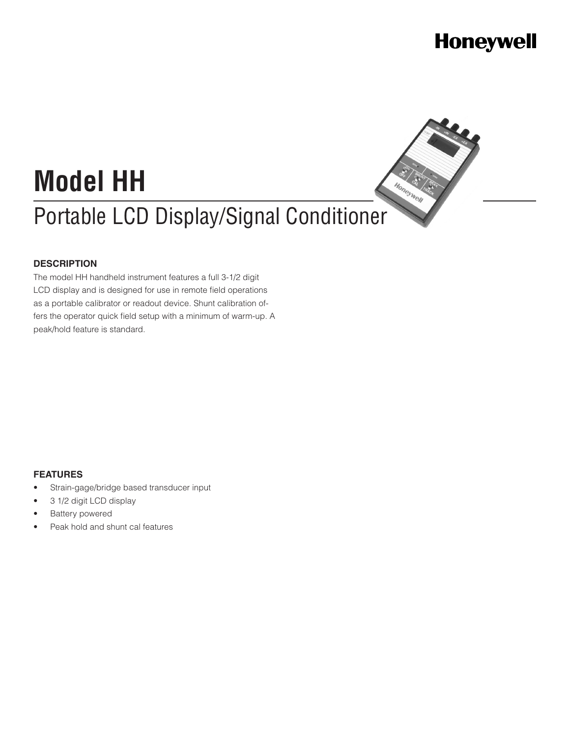# Model HH

## Portable LCD Display/Signal Conditioner

### DESCRIPTION

The model HH handheld instrument features a full 3-1/2 digit LCD display and is designed for use in remote field operations as a portable calibrator or readout device. Shunt calibration offers the operator quick field setup with a minimum of warm-up. A peak/hold feature is standard.

### FEATURES

- Strain-gage/bridge based transducer input
- 3 1/2 digit LCD display
- Battery powered
- Peak hold and shunt cal features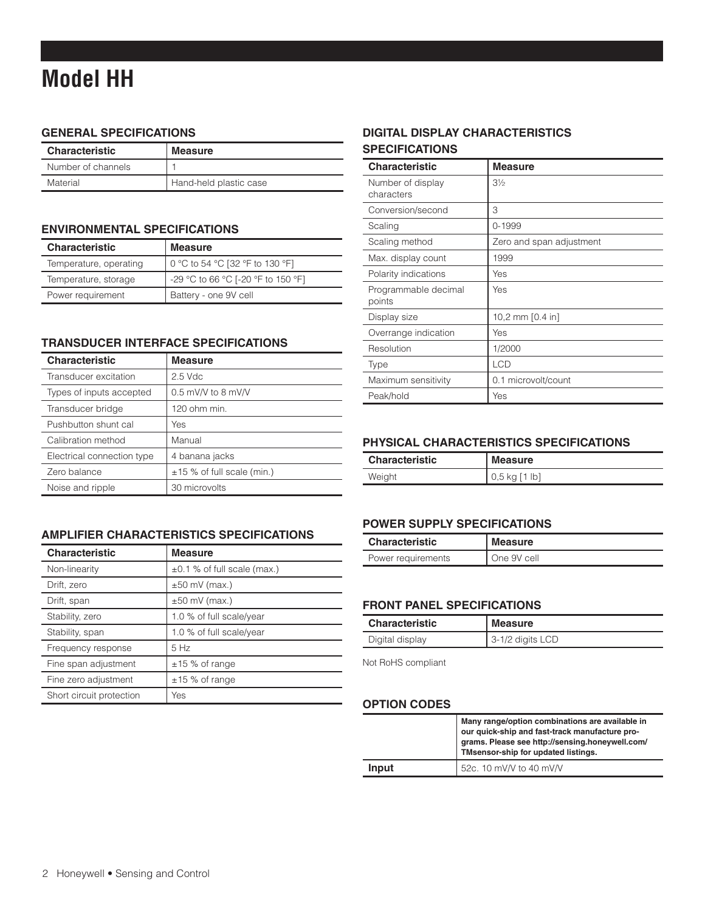# Model HH

## GENERAL SPECIFICATIONS

| Characteristic | Measure |
|---|---|
| Number of channels | 1 |
| Material | Hand-held plastic case |

## ENVIRONMENTAL SPECIFICATIONS

| Characteristic | Measure |
|---|---|
| Temperature, operating | 0 °C to 54 °C [32 °F to 130 °F] |
| Temperature, storage | -29 °C to 66 °C [-20 °F to 150 °F] |
| Power requirement | Battery - one 9V cell |

## TRANSDUCER INTERFACE SPECIFICATIONS

| Characteristic | Measure |
|---|---|
| Transducer excitation | 2.5 Vdc |
| Types of inputs accepted | 0.5 mV/V to 8 mV/V |
| Transducer bridge | 120 ohm min. |
| Pushbutton shunt cal | Yes |
| Calibration method | Manual |
| Electrical connection type | 4 banana jacks |
| Zero balance | ±15 % of full scale (min.) |
| Noise and ripple | 30 microvolts |

## AMPLIFIER CHARACTERISTICS SPECIFICATIONS

| Characteristic | Measure |
|---|---|
| Non-linearity | ±0.1 % of full scale (max.) |
| Drift, zero | ±50 mV (max.) |
| Drift, span | ±50 mV (max.) |
| Stability, zero | 1.0 % of full scale/year |
| Stability, span | 1.0 % of full scale/year |
| Frequency response | 5 Hz |
| Fine span adjustment | ±15 % of range |
| Fine zero adjustment | ±15 % of range |
| Short circuit protection | Yes |

## DIGITAL DISPLAY CHARACTERISTICS SPECIFICATIONS

| Characteristic | Measure |
|---|---|
| Number of display characters | 3½ |
| Conversion/second | 3 |
| Scaling | 0-1999 |
| Scaling method | Zero and span adjustment |
| Max. display count | 1999 |
| Polarity indications | Yes |
| Programmable decimal points | Yes |
| Display size | 10,2 mm [0.4 in] |
| Overrange indication | Yes |
| Resolution | 1/2000 |
| Type | LCD |
| Maximum sensitivity | 0.1 microvolt/count |
| Peak/hold | Yes |

## PHYSICAL CHARACTERISTICS SPECIFICATIONS

| Characteristic | Measure |
|---|---|
| Weight | 0,5 kg [1 lb] |

## POWER SUPPLY SPECIFICATIONS

| Characteristic | Measure |
|---|---|
| Power requirements | One 9V cell |

## FRONT PANEL SPECIFICATIONS

| Characteristic | Measure |
|---|---|
| Digital display | 3-1/2 digits LCD |

Not RoHS compliant

## OPTION CODES

| | **Many range/option combinations are available in our quick-ship and fast-track manufacture programs. Please see http://sensing.honeywell.com/TMsensor-ship for updated listings.** |
|---|---|
| **Input** | 52c. 10 mV/V to 40 mV/V |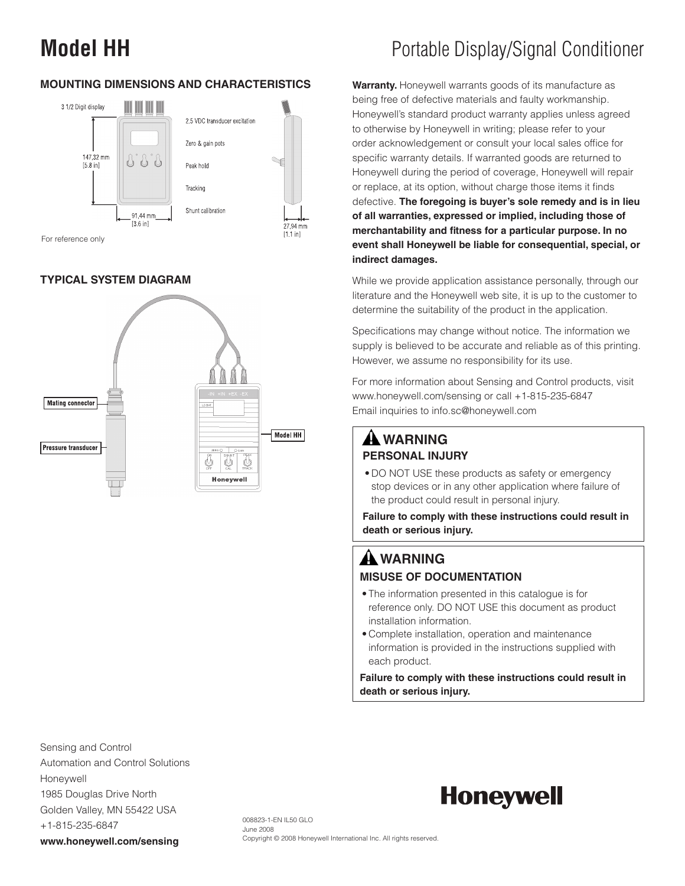# Model HH

## Portable Display/Signal Conditioner

### MOUNTING DIMENSIONS AND CHARACTERISTICS

3 1/2 Digit display

147,32 mm
[5.8 in]

91,44 mm
[3.6 in]

27,94 mm
[1.1 in]

2.5 VDC transducer excitation

Zero & gain pots

Peak hold

Tracking

Shunt calibration

For reference only

### TYPICAL SYSTEM DIAGRAM

Mating connector

Pressure transducer

Model HH

**Warranty.** Honeywell warrants goods of its manufacture as being free of defective materials and faulty workmanship. Honeywell's standard product warranty applies unless agreed to otherwise by Honeywell in writing; please refer to your order acknowledgement or consult your local sales office for specific warranty details. If warranted goods are returned to Honeywell during the period of coverage, Honeywell will repair or replace, at its option, without charge those items it finds defective. **The foregoing is buyer's sole remedy and is in lieu of all warranties, expressed or implied, including those of merchantability and fitness for a particular purpose. In no event shall Honeywell be liable for consequential, special, or indirect damages.**

While we provide application assistance personally, through our literature and the Honeywell web site, it is up to the customer to determine the suitability of the product in the application.

Specifications may change without notice. The information we supply is believed to be accurate and reliable as of this printing. However, we assume no responsibility for its use.

For more information about Sensing and Control products, visit www.honeywell.com/sensing or call +1-815-235-6847
Email inquiries to info.sc@honeywell.com

## ⚠ WARNING

### PERSONAL INJURY

- DO NOT USE these products as safety or emergency stop devices or in any other application where failure of the product could result in personal injury.

**Failure to comply with these instructions could result in death or serious injury.**

## ⚠ WARNING

### MISUSE OF DOCUMENTATION

- The information presented in this catalogue is for reference only. DO NOT USE this document as product installation information.
- Complete installation, operation and maintenance information is provided in the instructions supplied with each product.

**Failure to comply with these instructions could result in death or serious injury.**

Sensing and Control
Automation and Control Solutions
Honeywell
1985 Douglas Drive North
Golden Valley, MN 55422 USA
+1-815-235-6847
**www.honeywell.com/sensing**

008823-1-EN IL50 GLO
June 2008
Copyright © 2008 Honeywell International Inc. All rights reserved.

**Honeywell**